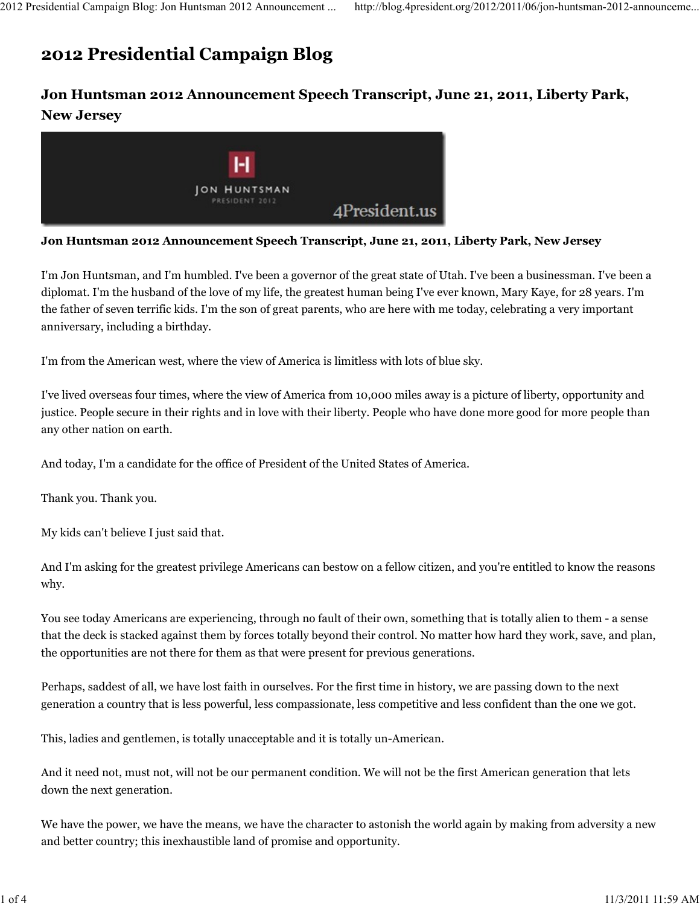# 2012 Presidential Campaign Blog

## Jon Huntsman 2012 Announcement Speech Transcript, June 21, 2011, Liberty Park, New Jersey

**Jon Huntsman 2012 Announcement Speech Transcript, June 21, 2011, Liberty Park, New Jersey**

I'm Jon Huntsman, and I'm humbled. I've been a governor of the great state of Utah. I've been a businessman. I've been a diplomat. I'm the husband of the love of my life, the greatest human being I've ever known, Mary Kaye, for 28 years. I'm the father of seven terrific kids. I'm the son of great parents, who are here with me today, celebrating a very important anniversary, including a birthday.

I'm from the American west, where the view of America is limitless with lots of blue sky.

I've lived overseas four times, where the view of America from 10,000 miles away is a picture of liberty, opportunity and justice. People secure in their rights and in love with their liberty. People who have done more good for more people than any other nation on earth.

And today, I'm a candidate for the office of President of the United States of America.

Thank you. Thank you.

My kids can't believe I just said that.

And I'm asking for the greatest privilege Americans can bestow on a fellow citizen, and you're entitled to know the reasons why.

You see today Americans are experiencing, through no fault of their own, something that is totally alien to them - a sense that the deck is stacked against them by forces totally beyond their control. No matter how hard they work, save, and plan, the opportunities are not there for them as that were present for previous generations.

Perhaps, saddest of all, we have lost faith in ourselves. For the first time in history, we are passing down to the next generation a country that is less powerful, less compassionate, less competitive and less confident than the one we got.

This, ladies and gentlemen, is totally unacceptable and it is totally un-American.

And it need not, must not, will not be our permanent condition. We will not be the first American generation that lets down the next generation.

We have the power, we have the means, we have the character to astonish the world again by making from adversity a new and better country; this inexhaustible land of promise and opportunity.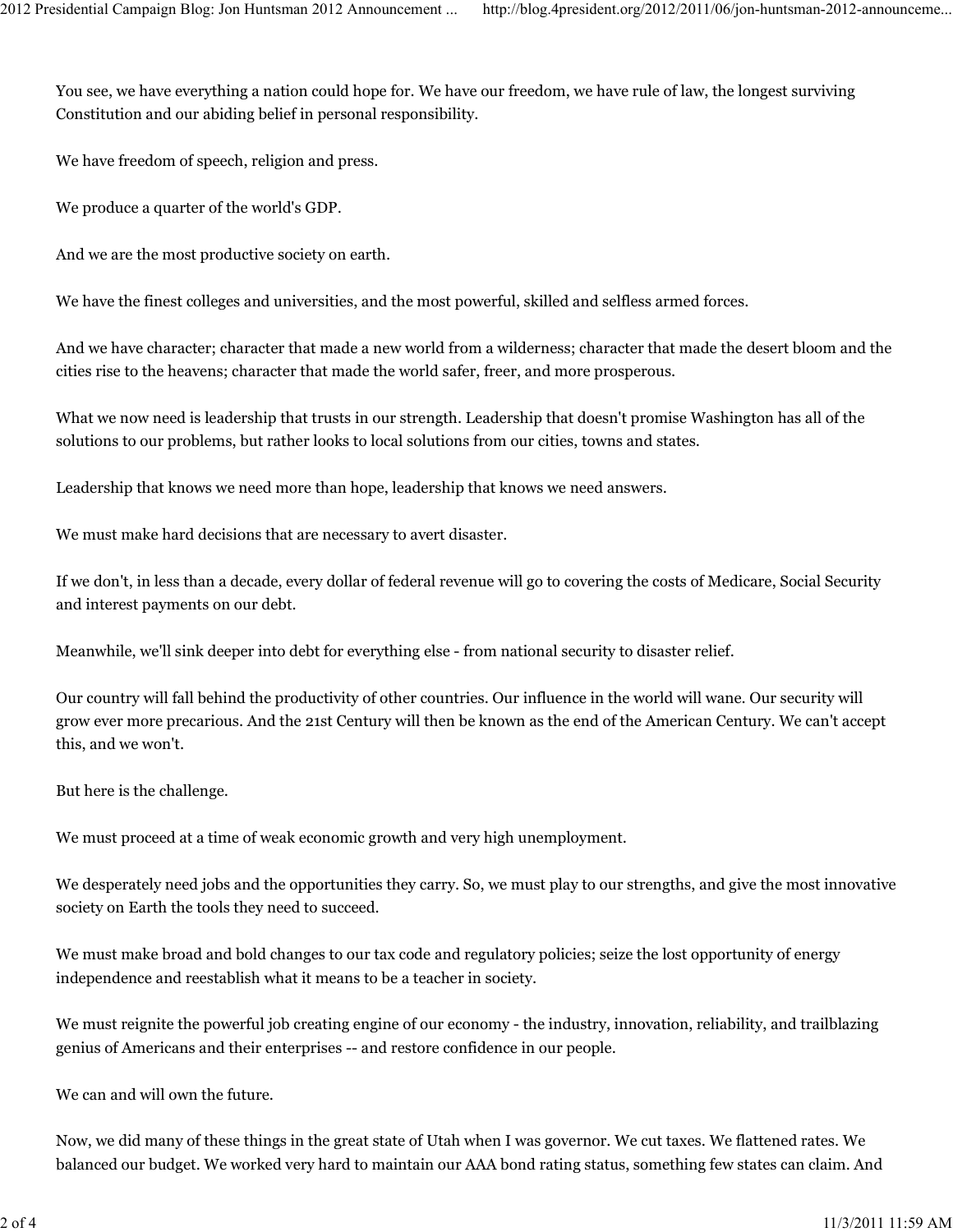You see, we have everything a nation could hope for. We have our freedom, we have rule of law, the longest surviving Constitution and our abiding belief in personal responsibility.

We have freedom of speech, religion and press.

We produce a quarter of the world's GDP.

And we are the most productive society on earth.

We have the finest colleges and universities, and the most powerful, skilled and selfless armed forces.

And we have character; character that made a new world from a wilderness; character that made the desert bloom and the cities rise to the heavens; character that made the world safer, freer, and more prosperous.

What we now need is leadership that trusts in our strength. Leadership that doesn't promise Washington has all of the solutions to our problems, but rather looks to local solutions from our cities, towns and states.

Leadership that knows we need more than hope, leadership that knows we need answers.

We must make hard decisions that are necessary to avert disaster.

If we don't, in less than a decade, every dollar of federal revenue will go to covering the costs of Medicare, Social Security and interest payments on our debt.

Meanwhile, we'll sink deeper into debt for everything else - from national security to disaster relief.

Our country will fall behind the productivity of other countries. Our influence in the world will wane. Our security will grow ever more precarious. And the 21st Century will then be known as the end of the American Century. We can't accept this, and we won't.

But here is the challenge.

We must proceed at a time of weak economic growth and very high unemployment.

We desperately need jobs and the opportunities they carry. So, we must play to our strengths, and give the most innovative society on Earth the tools they need to succeed.

We must make broad and bold changes to our tax code and regulatory policies; seize the lost opportunity of energy independence and reestablish what it means to be a teacher in society.

We must reignite the powerful job creating engine of our economy - the industry, innovation, reliability, and trailblazing genius of Americans and their enterprises -- and restore confidence in our people.

We can and will own the future.

Now, we did many of these things in the great state of Utah when I was governor. We cut taxes. We flattened rates. We balanced our budget. We worked very hard to maintain our AAA bond rating status, something few states can claim. And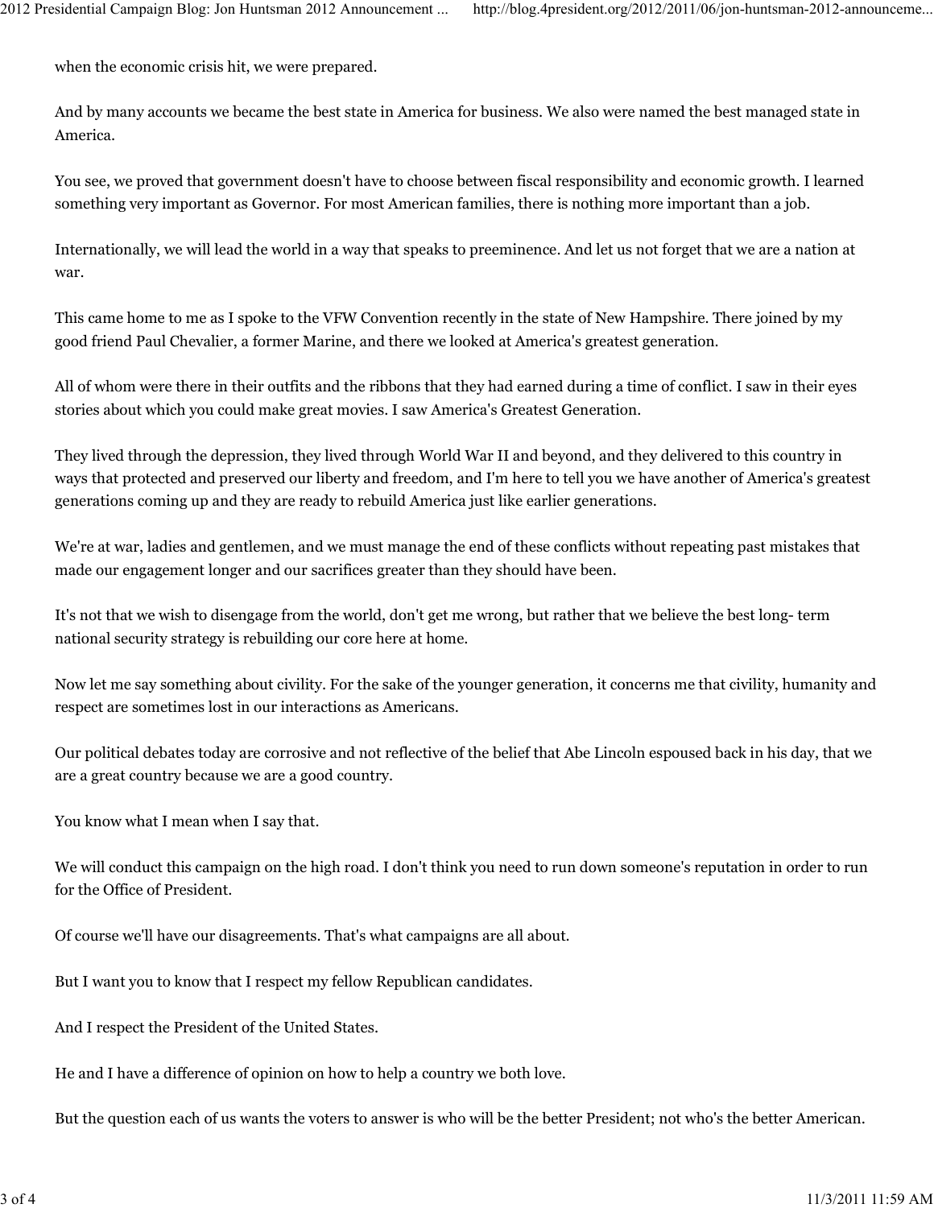when the economic crisis hit, we were prepared.

And by many accounts we became the best state in America for business. We also were named the best managed state in America.

You see, we proved that government doesn't have to choose between fiscal responsibility and economic growth. I learned something very important as Governor. For most American families, there is nothing more important than a job.

Internationally, we will lead the world in a way that speaks to preeminence. And let us not forget that we are a nation at war.

This came home to me as I spoke to the VFW Convention recently in the state of New Hampshire. There joined by my good friend Paul Chevalier, a former Marine, and there we looked at America's greatest generation.

All of whom were there in their outfits and the ribbons that they had earned during a time of conflict. I saw in their eyes stories about which you could make great movies. I saw America's Greatest Generation.

They lived through the depression, they lived through World War II and beyond, and they delivered to this country in ways that protected and preserved our liberty and freedom, and I'm here to tell you we have another of America's greatest generations coming up and they are ready to rebuild America just like earlier generations.

We're at war, ladies and gentlemen, and we must manage the end of these conflicts without repeating past mistakes that made our engagement longer and our sacrifices greater than they should have been.

It's not that we wish to disengage from the world, don't get me wrong, but rather that we believe the best long- term national security strategy is rebuilding our core here at home.

Now let me say something about civility. For the sake of the younger generation, it concerns me that civility, humanity and respect are sometimes lost in our interactions as Americans.

Our political debates today are corrosive and not reflective of the belief that Abe Lincoln espoused back in his day, that we are a great country because we are a good country.

You know what I mean when I say that.

We will conduct this campaign on the high road. I don't think you need to run down someone's reputation in order to run for the Office of President.

Of course we'll have our disagreements. That's what campaigns are all about.

But I want you to know that I respect my fellow Republican candidates.

And I respect the President of the United States.

He and I have a difference of opinion on how to help a country we both love.

But the question each of us wants the voters to answer is who will be the better President; not who's the better American.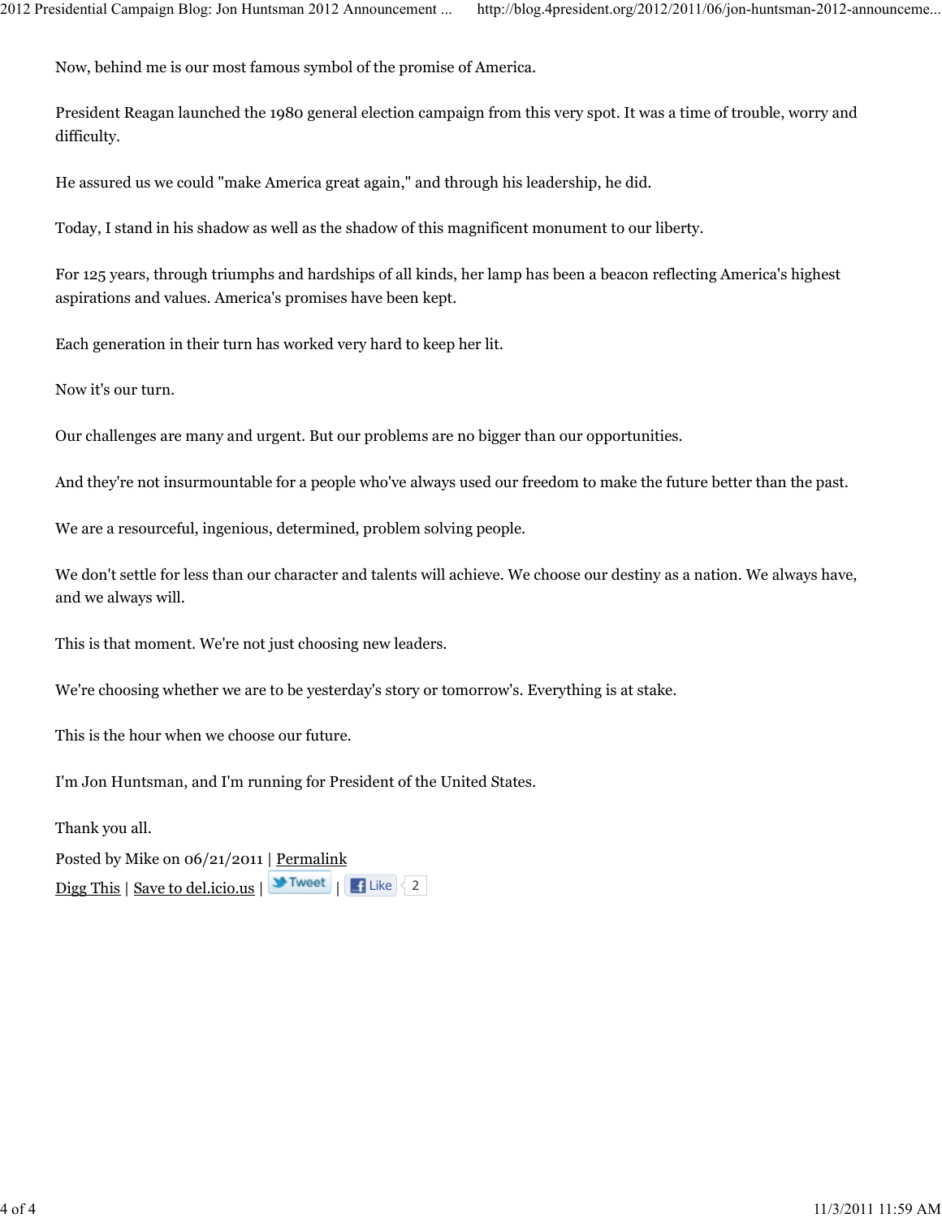Now, behind me is our most famous symbol of the promise of America.

President Reagan launched the 1980 general election campaign from this very spot. It was a time of trouble, worry and difficulty.

He assured us we could "make America great again," and through his leadership, he did.

Today, I stand in his shadow as well as the shadow of this magnificent monument to our liberty.

For 125 years, through triumphs and hardships of all kinds, her lamp has been a beacon reflecting America's highest aspirations and values. America's promises have been kept.

Each generation in their turn has worked very hard to keep her lit.

Now it's our turn.

Our challenges are many and urgent. But our problems are no bigger than our opportunities.

And they're not insurmountable for a people who've always used our freedom to make the future better than the past.

We are a resourceful, ingenious, determined, problem solving people.

We don't settle for less than our character and talents will achieve. We choose our destiny as a nation. We always have, and we always will.

This is that moment. We're not just choosing new leaders.

We're choosing whether we are to be yesterday's story or tomorrow's. Everything is at stake.

This is the hour when we choose our future.

I'm Jon Huntsman, and I'm running for President of the United States.

Thank you all.

Posted by Mike on 06/21/2011 | Permalink

Digg This | Save to del.icio.us | Tweet | Like 2